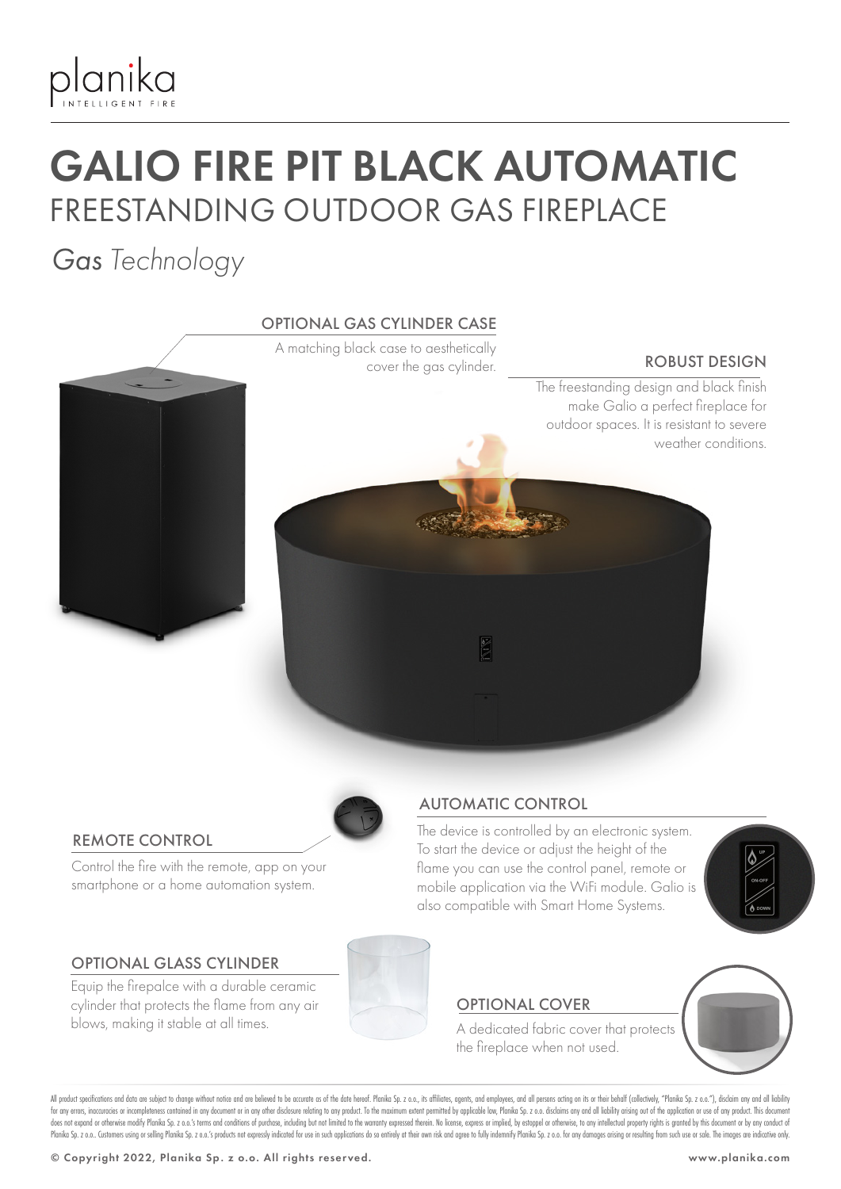planika
INTELLIGENT FIRE

# GALIO FIRE PIT BLACK AUTOMATIC

## FREESTANDING OUTDOOR GAS FIREPLACE

*Gas Technology*

### OPTIONAL GAS CYLINDER CASE

A matching black case to aesthetically cover the gas cylinder.

### ROBUST DESIGN

The freestanding design and black finish make Galio a perfect fireplace for outdoor spaces. It is resistant to severe weather conditions.

### REMOTE CONTROL

Control the fire with the remote, app on your smartphone or a home automation system.

### AUTOMATIC CONTROL

The device is controlled by an electronic system. To start the device or adjust the height of the flame you can use the control panel, remote or mobile application via the WiFi module. Galio is also compatible with Smart Home Systems.

### OPTIONAL GLASS CYLINDER

Equip the firepalce with a durable ceramic cylinder that protects the flame from any air blows, making it stable at all times.

### OPTIONAL COVER

A dedicated fabric cover that protects the fireplace when not used.

All product specifications and data are subject to change without notice and are believed to be accurate as of the date hereof. Planika Sp. z o.o., its affiliates, agents, and employees, and all persons acting on its or their behalf (collectively, "Planika Sp. z o.o."), disclaim any and all liability for any errors, inaccuracies or incompleteness contained in any document or in any other disclosure relating to any product. To the maximum extent permitted by applicable law, Planika Sp. z o.o. disclaims any and all liability arising out of the application or use of any product. This document does not expand or otherwise modify Planika Sp. z o.o.'s terms and conditions of purchase, including but not limited to the warranty expressed therein. No license, express or implied, by estoppel or otherwise, to any intellectual property rights is granted by this document or by any conduct of Planika Sp. z o.o.. Customers using or selling Planika Sp. z o.o.'s products not expressly indicated for use in such applications do so entirely at their own risk and agree to fully indemnify Planika Sp. z o.o. for any damages arising or resulting from such use or sale. The images are indicative only.

© Copyright 2022, Planika Sp. z o.o. All rights reserved.

www.planika.com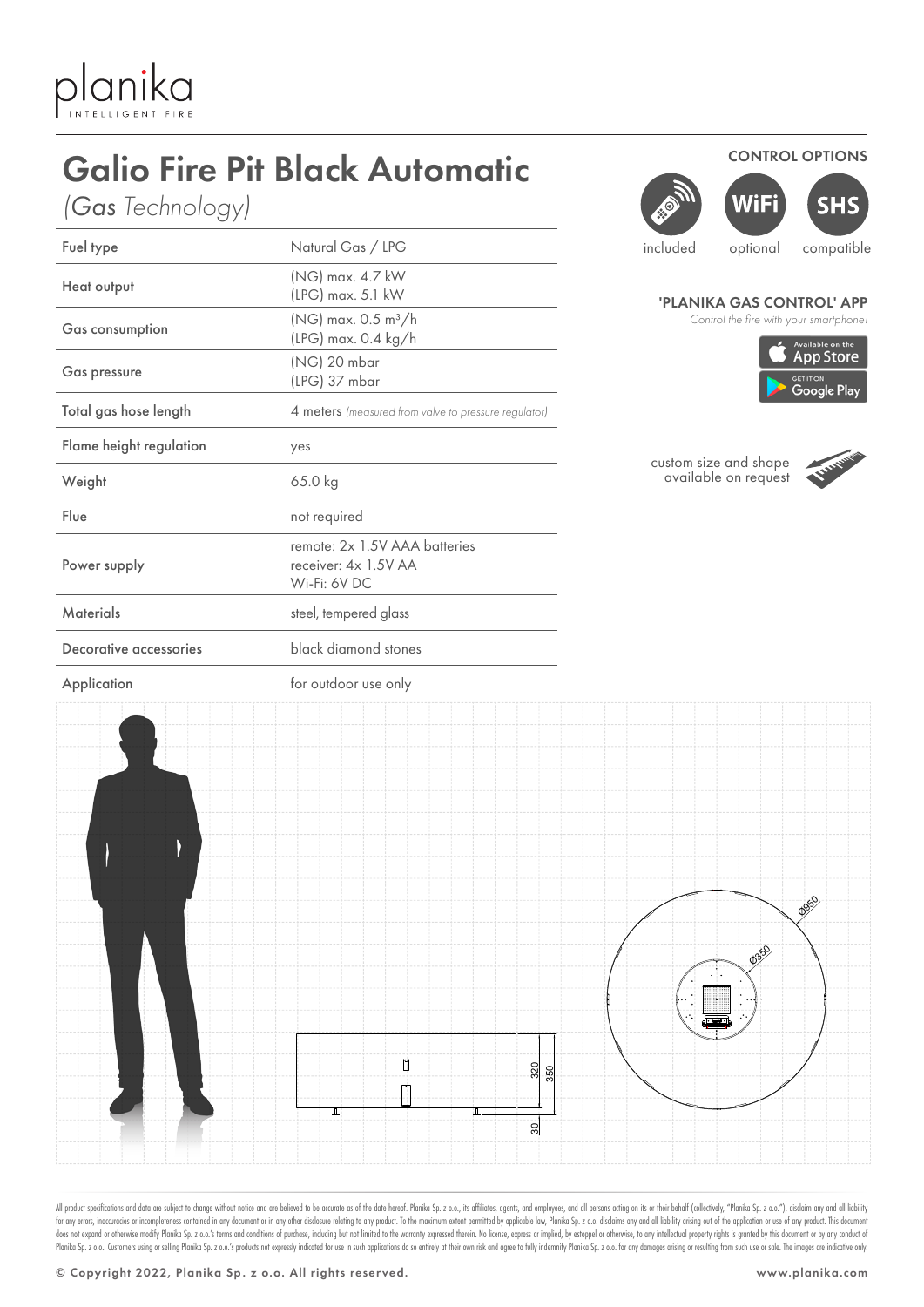planika
INTELLIGENT FIRE

# Galio Fire Pit Black Automatic

*(Gas Technology)*

| | |
|---|---|
| Fuel type | Natural Gas / LPG |
| Heat output | (NG) max. 4.7 kW<br>(LPG) max. 5.1 kW |
| Gas consumption | (NG) max. 0.5 m³/h<br>(LPG) max. 0.4 kg/h |
| Gas pressure | (NG) 20 mbar<br>(LPG) 37 mbar |
| Total gas hose length | 4 meters *(measured from valve to pressure regulator)* |
| Flame height regulation | yes |
| Weight | 65.0 kg |
| Flue | not required |
| Power supply | remote: 2x 1.5V AAA batteries<br>receiver: 4x 1.5V AA<br>Wi-Fi: 6V DC |
| Materials | steel, tempered glass |
| Decorative accessories | black diamond stones |
| Application | for outdoor use only |

## CONTROL OPTIONS

included — optional (WiFi) — compatible (SHS)

## 'PLANIKA GAS CONTROL' APP

*Control the fire with your smartphone!*

Available on the App Store
GET IT ON Google Play

custom size and shape available on request

320
350
30
Ø950
Ø350

All product specifications and data are subject to change without notice and are believed to be accurate as of the date hereof. Planika Sp. z o.o., its affiliates, agents, and employees, and all persons acting on its or their behalf (collectively, "Planika Sp. z o.o."), disclaim any and all liability for any errors, inaccuracies or incompleteness contained in any document or in any other disclosure relating to any product. To the maximum extent permitted by applicable law, Planika Sp. z o.o. disclaims any and all liability arising out of the application or use of any product. This document does not expand or otherwise modify Planika Sp. z o.o.'s terms and conditions of purchase, including but not limited to the warranty expressed therein. No license, express or implied, by estoppel or otherwise, to any intellectual property rights is granted by this document or by any conduct of Planika Sp. z o.o.. Customers using or selling Planika Sp. z o.o.'s products not expressly indicated for use in such applications do so entirely at their own risk and agree to fully indemnify Planika Sp. z o.o. for any damages arising or resulting from such use or sale. The images are indicative only.

© Copyright 2022, Planika Sp. z o.o. All rights reserved.

www.planika.com